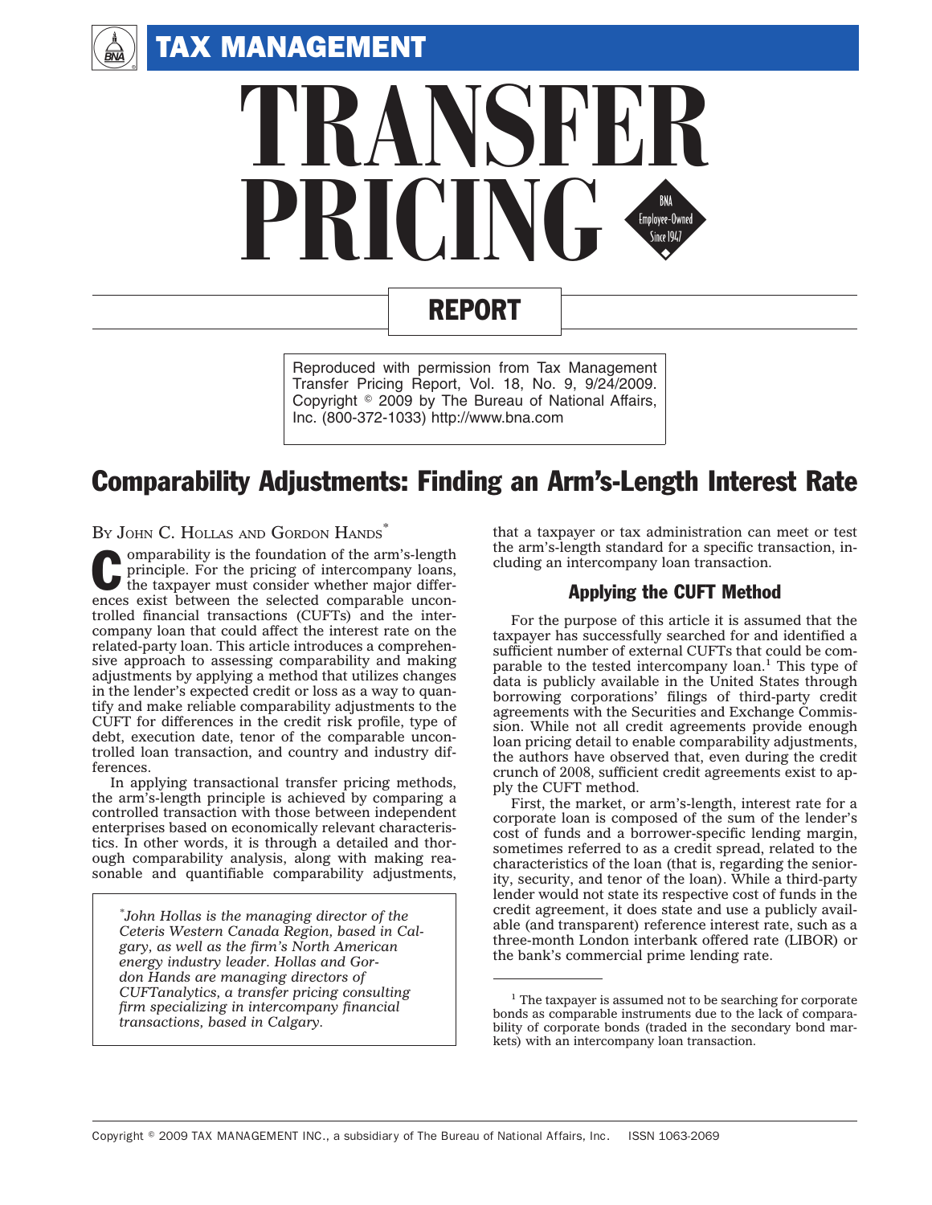# TAX MANAGEMENT TRANSFER PRICING REPORT

Reproduced with permission from Tax Management Transfer Pricing Report, Vol. 18, No. 9, 9/24/2009. Copyright © 2009 by The Bureau of National Affairs, Inc. (800-372-1033) http://www.bna.com

## Comparability Adjustments: Finding an Arm's-Length Interest Rate

BY JOHN C. HOLLAS AND GORDON HANDS*

Comparability is the foundation of the arm's-length principle. For the pricing of intercompany loans, the taxpayer must consider whether major differences exist between the selected comparable uncontrolled financial transactions (CUFTs) and the intercompany loan that could affect the interest rate on the related-party loan. This article introduces a comprehensive approach to assessing comparability and making adjustments by applying a method that utilizes changes in the lender's expected credit or loss as a way to quantify and make reliable comparability adjustments to the CUFT for differences in the credit risk profile, type of debt, execution date, tenor of the comparable uncontrolled loan transaction, and country and industry differences.

In applying transactional transfer pricing methods, the arm's-length principle is achieved by comparing a controlled transaction with those between independent enterprises based on economically relevant characteristics. In other words, it is through a detailed and thorough comparability analysis, along with making reasonable and quantifiable comparability adjustments, that a taxpayer or tax administration can meet or test the arm's-length standard for a specific transaction, including an intercompany loan transaction.

*\*John Hollas is the managing director of the Ceteris Western Canada Region, based in Calgary, as well as the firm's North American energy industry leader. Hollas and Gordon Hands are managing directors of CUFTanalytics, a transfer pricing consulting firm specializing in intercompany financial transactions, based in Calgary.*

### Applying the CUFT Method

For the purpose of this article it is assumed that the taxpayer has successfully searched for and identified a sufficient number of external CUFTs that could be comparable to the tested intercompany loan.[1] This type of data is publicly available in the United States through borrowing corporations' filings of third-party credit agreements with the Securities and Exchange Commission. While not all credit agreements provide enough loan pricing detail to enable comparability adjustments, the authors have observed that, even during the credit crunch of 2008, sufficient credit agreements exist to apply the CUFT method.

First, the market, or arm's-length, interest rate for a corporate loan is composed of the sum of the lender's cost of funds and a borrower-specific lending margin, sometimes referred to as a credit spread, related to the characteristics of the loan (that is, regarding the seniority, security, and tenor of the loan). While a third-party lender would not state its respective cost of funds in the credit agreement, it does state and use a publicly available (and transparent) reference interest rate, such as a three-month London interbank offered rate (LIBOR) or the bank's commercial prime lending rate.

[1] The taxpayer is assumed not to be searching for corporate bonds as comparable instruments due to the lack of comparability of corporate bonds (traded in the secondary bond markets) with an intercompany loan transaction.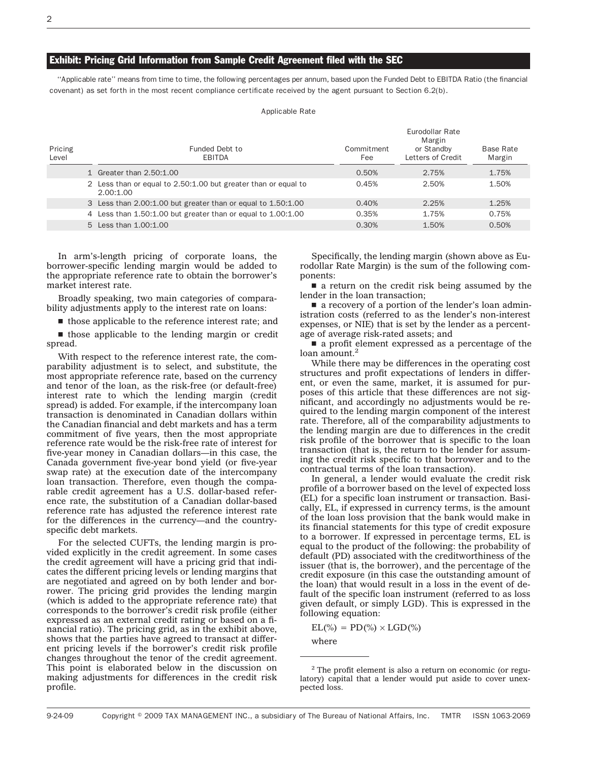## Exhibit: Pricing Grid Information from Sample Credit Agreement filed with the SEC

"Applicable rate" means from time to time, the following percentages per annum, based upon the Funded Debt to EBITDA Ratio (the financial covenant) as set forth in the most recent compliance certificate received by the agent pursuant to Section 6.2(b).

Applicable Rate

| Pricing Level | Funded Debt to EBITDA | Commitment Fee | Eurodollar Rate Margin or Standby Letters of Credit | Base Rate Margin |
|---|---|---|---|---|
| 1 | Greater than 2.50:1.00 | 0.50% | 2.75% | 1.75% |
| 2 | Less than or equal to 2.50:1.00 but greater than or equal to 2.00:1.00 | 0.45% | 2.50% | 1.50% |
| 3 | Less than 2.00:1.00 but greater than or equal to 1.50:1.00 | 0.40% | 2.25% | 1.25% |
| 4 | Less than 1.50:1.00 but greater than or equal to 1.00:1.00 | 0.35% | 1.75% | 0.75% |
| 5 | Less than 1.00:1.00 | 0.30% | 1.50% | 0.50% |

In arm's-length pricing of corporate loans, the borrower-specific lending margin would be added to the appropriate reference rate to obtain the borrower's market interest rate.

Broadly speaking, two main categories of comparability adjustments apply to the interest rate on loans:

- those applicable to the reference interest rate; and
- those applicable to the lending margin or credit spread.

With respect to the reference interest rate, the comparability adjustment is to select, and substitute, the most appropriate reference rate, based on the currency and tenor of the loan, as the risk-free (or default-free) interest rate to which the lending margin (credit spread) is added. For example, if the intercompany loan transaction is denominated in Canadian dollars within the Canadian financial and debt markets and has a term commitment of five years, then the most appropriate reference rate would be the risk-free rate of interest for five-year money in Canadian dollars—in this case, the Canada government five-year bond yield (or five-year swap rate) at the execution date of the intercompany loan transaction. Therefore, even though the comparable credit agreement has a U.S. dollar-based reference rate, the substitution of a Canadian dollar-based reference rate has adjusted the reference interest rate for the differences in the currency—and the country-specific debt markets.

For the selected CUFTs, the lending margin is provided explicitly in the credit agreement. In some cases the credit agreement will have a pricing grid that indicates the different pricing levels or lending margins that are negotiated and agreed on by both lender and borrower. The pricing grid provides the lending margin (which is added to the appropriate reference rate) that corresponds to the borrower's credit risk profile (either expressed as an external credit rating or based on a financial ratio). The pricing grid, as in the exhibit above, shows that the parties have agreed to transact at different pricing levels if the borrower's credit risk profile changes throughout the tenor of the credit agreement. This point is elaborated below in the discussion on making adjustments for differences in the credit risk profile.

Specifically, the lending margin (shown above as Eurodollar Rate Margin) is the sum of the following components:

- a return on the credit risk being assumed by the lender in the loan transaction;
- a recovery of a portion of the lender's loan administration costs (referred to as the lender's non-interest expenses, or NIE) that is set by the lender as a percentage of average risk-rated assets; and
- a profit element expressed as a percentage of the loan amount.[2]

While there may be differences in the operating cost structures and profit expectations of lenders in different, or even the same, market, it is assumed for purposes of this article that these differences are not significant, and accordingly no adjustments would be required to the lending margin component of the interest rate. Therefore, all of the comparability adjustments to the lending margin are due to differences in the credit risk profile of the borrower that is specific to the loan transaction (that is, the return to the lender for assuming the credit risk specific to that borrower and to the contractual terms of the loan transaction).

In general, a lender would evaluate the credit risk profile of a borrower based on the level of expected loss (EL) for a specific loan instrument or transaction. Basically, EL, if expressed in currency terms, is the amount of the loan loss provision that the bank would make in its financial statements for this type of credit exposure to a borrower. If expressed in percentage terms, EL is equal to the product of the following: the probability of default (PD) associated with the creditworthiness of the issuer (that is, the borrower), and the percentage of the credit exposure (in this case the outstanding amount of the loan) that would result in a loss in the event of default of the specific loan instrument (referred to as loss given default, or simply LGD). This is expressed in the following equation:

$$EL(\%) = PD(\%) \times LGD(\%)$$

where

---

[2] The profit element is also a return on economic (or regulatory) capital that a lender would put aside to cover unexpected loss.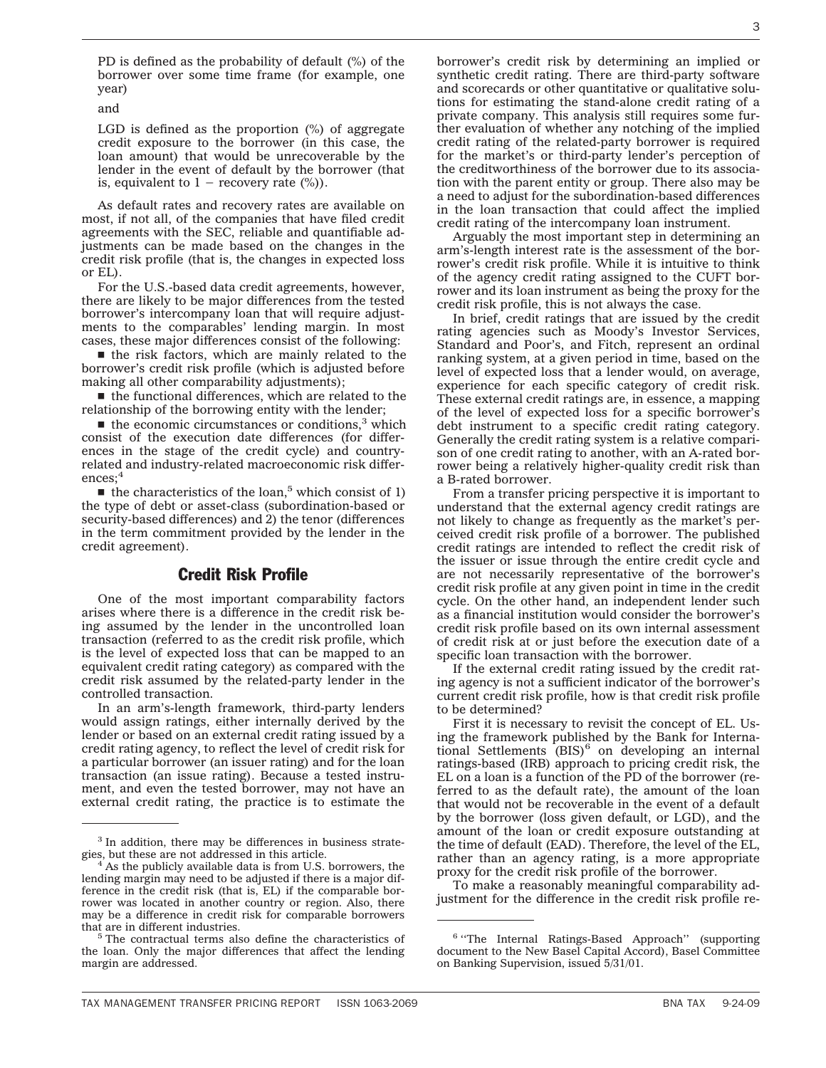PD is defined as the probability of default (%) of the borrower over some time frame (for example, one year)

and

LGD is defined as the proportion (%) of aggregate credit exposure to the borrower (in this case, the loan amount) that would be unrecoverable by the lender in the event of default by the borrower (that is, equivalent to 1 − recovery rate (%)).

As default rates and recovery rates are available on most, if not all, of the companies that have filed credit agreements with the SEC, reliable and quantifiable adjustments can be made based on the changes in the credit risk profile (that is, the changes in expected loss or EL).

For the U.S.-based data credit agreements, however, there are likely to be major differences from the tested borrower's intercompany loan that will require adjustments to the comparables' lending margin. In most cases, these major differences consist of the following:

- the risk factors, which are mainly related to the borrower's credit risk profile (which is adjusted before making all other comparability adjustments);
- the functional differences, which are related to the relationship of the borrowing entity with the lender;
- the economic circumstances or conditions,[3] which consist of the execution date differences (for differences in the stage of the credit cycle) and country-related and industry-related macroeconomic risk differences;[4]
- the characteristics of the loan,[5] which consist of 1) the type of debt or asset-class (subordination-based or security-based differences) and 2) the tenor (differences in the term commitment provided by the lender in the credit agreement).

## Credit Risk Profile

One of the most important comparability factors arises where there is a difference in the credit risk being assumed by the lender in the uncontrolled loan transaction (referred to as the credit risk profile, which is the level of expected loss that can be mapped to an equivalent credit rating category) as compared with the credit risk assumed by the related-party lender in the controlled transaction.

In an arm's-length framework, third-party lenders would assign ratings, either internally derived by the lender or based on an external credit rating issued by a credit rating agency, to reflect the level of credit risk for a particular borrower (an issuer rating) and for the loan transaction (an issue rating). Because a tested instrument, and even the tested borrower, may not have an external credit rating, the practice is to estimate the borrower's credit risk by determining an implied or synthetic credit rating. There are third-party software and scorecards or other quantitative or qualitative solutions for estimating the stand-alone credit rating of a private company. This analysis still requires some further evaluation of whether any notching of the implied credit rating of the related-party borrower is required for the market's or third-party lender's perception of the creditworthiness of the borrower due to its association with the parent entity or group. There also may be a need to adjust for the subordination-based differences in the loan transaction that could affect the implied credit rating of the intercompany loan instrument.

Arguably the most important step in determining an arm's-length interest rate is the assessment of the borrower's credit risk profile. While it is intuitive to think of the agency credit rating assigned to the CUFT borrower and its loan instrument as being the proxy for the credit risk profile, this is not always the case.

In brief, credit ratings that are issued by the credit rating agencies such as Moody's Investor Services, Standard and Poor's, and Fitch, represent an ordinal ranking system, at a given period in time, based on the level of expected loss that a lender would, on average, experience for each specific category of credit risk. These external credit ratings are, in essence, a mapping of the level of expected loss for a specific borrower's debt instrument to a specific credit rating category. Generally the credit rating system is a relative comparison of one credit rating to another, with an A-rated borrower being a relatively higher-quality credit risk than a B-rated borrower.

From a transfer pricing perspective it is important to understand that the external agency credit ratings are not likely to change as frequently as the market's perceived credit risk profile of a borrower. The published credit ratings are intended to reflect the credit risk of the issuer or issue through the entire credit cycle and are not necessarily representative of the borrower's credit risk profile at any given point in time in the credit cycle. On the other hand, an independent lender such as a financial institution would consider the borrower's credit risk profile based on its own internal assessment of credit risk at or just before the execution date of a specific loan transaction with the borrower.

If the external credit rating issued by the credit rating agency is not a sufficient indicator of the borrower's current credit risk profile, how is that credit risk profile to be determined?

First it is necessary to revisit the concept of EL. Using the framework published by the Bank for International Settlements (BIS)[6] on developing an internal ratings-based (IRB) approach to pricing credit risk, the EL on a loan is a function of the PD of the borrower (referred to as the default rate), the amount of the loan that would not be recoverable in the event of a default by the borrower (loss given default, or LGD), and the amount of the loan or credit exposure outstanding at the time of default (EAD). Therefore, the level of the EL, rather than an agency rating, is a more appropriate proxy for the credit risk profile of the borrower.

To make a reasonably meaningful comparability adjustment for the difference in the credit risk profile re-

---

[3] In addition, there may be differences in business strategies, but these are not addressed in this article.

[4] As the publicly available data is from U.S. borrowers, the lending margin may need to be adjusted if there is a major difference in the credit risk (that is, EL) if the comparable borrower was located in another country or region. Also, there may be a difference in credit risk for comparable borrowers that are in different industries.

[5] The contractual terms also define the characteristics of the loan. Only the major differences that affect the lending margin are addressed.

[6] ''The Internal Ratings-Based Approach'' (supporting document to the New Basel Capital Accord), Basel Committee on Banking Supervision, issued 5/31/01.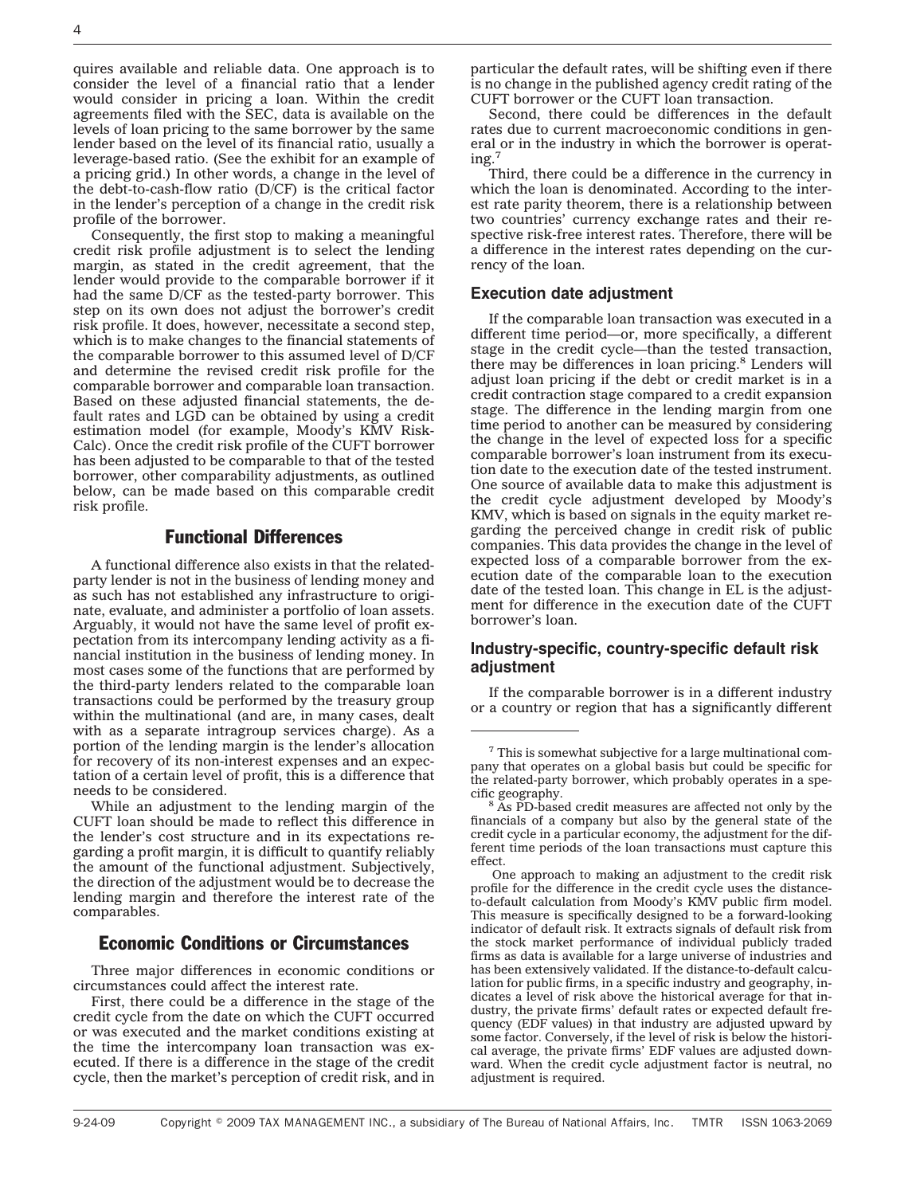quires available and reliable data. One approach is to consider the level of a financial ratio that a lender would consider in pricing a loan. Within the credit agreements filed with the SEC, data is available on the levels of loan pricing to the same borrower by the same lender based on the level of its financial ratio, usually a leverage-based ratio. (See the exhibit for an example of a pricing grid.) In other words, a change in the level of the debt-to-cash-flow ratio (D/CF) is the critical factor in the lender's perception of a change in the credit risk profile of the borrower.

Consequently, the first stop to making a meaningful credit risk profile adjustment is to select the lending margin, as stated in the credit agreement, that the lender would provide to the comparable borrower if it had the same D/CF as the tested-party borrower. This step on its own does not adjust the borrower's credit risk profile. It does, however, necessitate a second step, which is to make changes to the financial statements of the comparable borrower to this assumed level of D/CF and determine the revised credit risk profile for the comparable borrower and comparable loan transaction. Based on these adjusted financial statements, the default rates and LGD can be obtained by using a credit estimation model (for example, Moody's KMV RiskCalc). Once the credit risk profile of the CUFT borrower has been adjusted to be comparable to that of the tested borrower, other comparability adjustments, as outlined below, can be made based on this comparable credit risk profile.

## Functional Differences

A functional difference also exists in that the related-party lender is not in the business of lending money and as such has not established any infrastructure to originate, evaluate, and administer a portfolio of loan assets. Arguably, it would not have the same level of profit expectation from its intercompany lending activity as a financial institution in the business of lending money. In most cases some of the functions that are performed by the third-party lenders related to the comparable loan transactions could be performed by the treasury group within the multinational (and are, in many cases, dealt with as a separate intragroup services charge). As a portion of the lending margin is the lender's allocation for recovery of its non-interest expenses and an expectation of a certain level of profit, this is a difference that needs to be considered.

While an adjustment to the lending margin of the CUFT loan should be made to reflect this difference in the lender's cost structure and in its expectations regarding a profit margin, it is difficult to quantify reliably the amount of the functional adjustment. Subjectively, the direction of the adjustment would be to decrease the lending margin and therefore the interest rate of the comparables.

## Economic Conditions or Circumstances

Three major differences in economic conditions or circumstances could affect the interest rate.

First, there could be a difference in the stage of the credit cycle from the date on which the CUFT occurred or was executed and the market conditions existing at the time the intercompany loan transaction was executed. If there is a difference in the stage of the credit cycle, then the market's perception of credit risk, and in particular the default rates, will be shifting even if there is no change in the published agency credit rating of the CUFT borrower or the CUFT loan transaction.

Second, there could be differences in the default rates due to current macroeconomic conditions in general or in the industry in which the borrower is operating.[7]

Third, there could be a difference in the currency in which the loan is denominated. According to the interest rate parity theorem, there is a relationship between two countries' currency exchange rates and their respective risk-free interest rates. Therefore, there will be a difference in the interest rates depending on the currency of the loan.

### Execution date adjustment

If the comparable loan transaction was executed in a different time period—or, more specifically, a different stage in the credit cycle—than the tested transaction, there may be differences in loan pricing.[8] Lenders will adjust loan pricing if the debt or credit market is in a credit contraction stage compared to a credit expansion stage. The difference in the lending margin from one time period to another can be measured by considering the change in the level of expected loss for a specific comparable borrower's loan instrument from its execution date to the execution date of the tested instrument. One source of available data to make this adjustment is the credit cycle adjustment developed by Moody's KMV, which is based on signals in the equity market regarding the perceived change in credit risk of public companies. This data provides the change in the level of expected loss of a comparable borrower from the execution date of the comparable loan to the execution date of the tested loan. This change in EL is the adjustment for difference in the execution date of the CUFT borrower's loan.

### Industry-specific, country-specific default risk adjustment

If the comparable borrower is in a different industry or a country or region that has a significantly different

---

[7] This is somewhat subjective for a large multinational company that operates on a global basis but could be specific for the related-party borrower, which probably operates in a specific geography.

[8] As PD-based credit measures are affected not only by the financials of a company but also by the general state of the credit cycle in a particular economy, the adjustment for the different time periods of the loan transactions must capture this effect.

One approach to making an adjustment to the credit risk profile for the difference in the credit cycle uses the distance-to-default calculation from Moody's KMV public firm model. This measure is specifically designed to be a forward-looking indicator of default risk. It extracts signals of default risk from the stock market performance of individual publicly traded firms as data is available for a large universe of industries and has been extensively validated. If the distance-to-default calculation for public firms, in a specific industry and geography, indicates a level of risk above the historical average for that industry, the private firms' default rates or expected default frequency (EDF values) in that industry are adjusted upward by some factor. Conversely, if the level of risk is below the historical average, the private firms' EDF values are adjusted downward. When the credit cycle adjustment factor is neutral, no adjustment is required.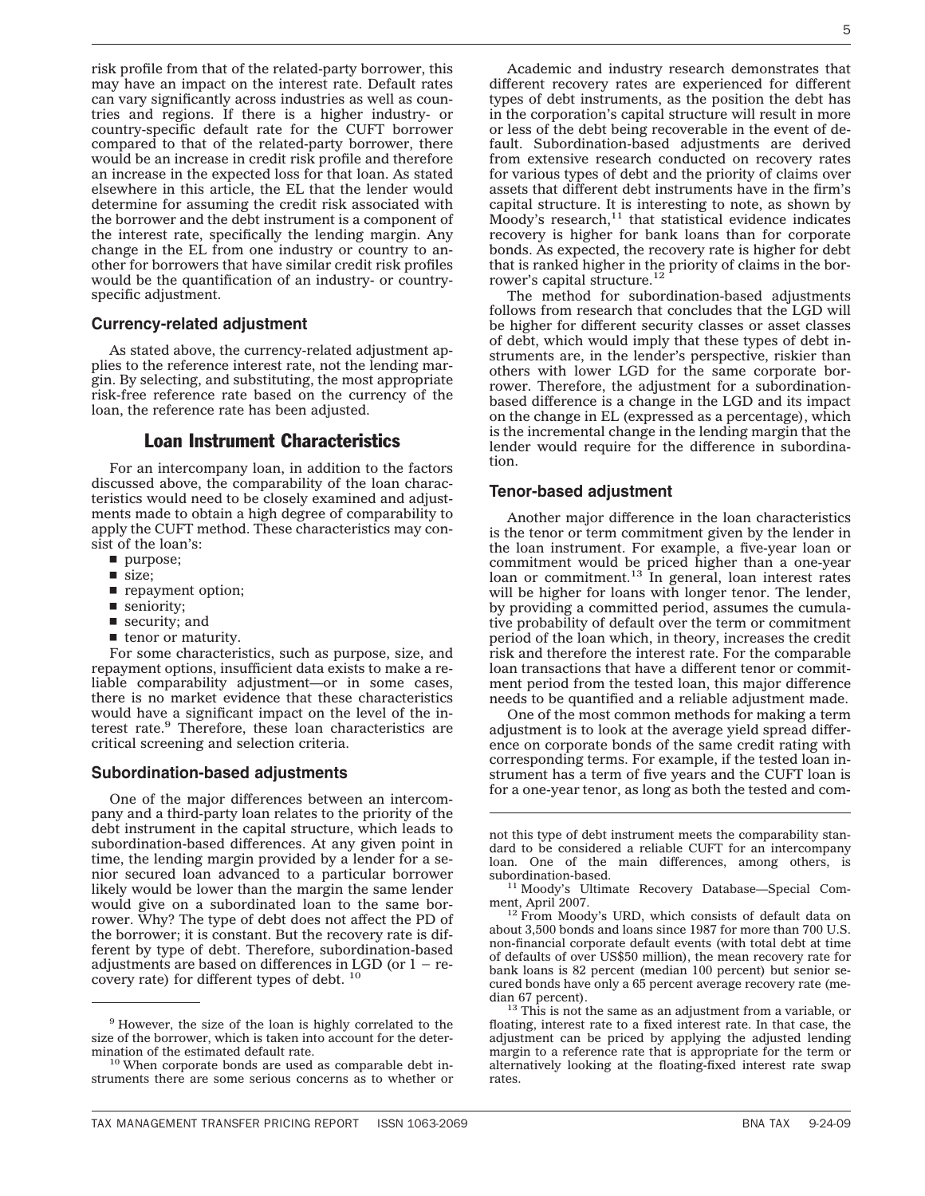risk profile from that of the related-party borrower, this may have an impact on the interest rate. Default rates can vary significantly across industries as well as countries and regions. If there is a higher industry- or country-specific default rate for the CUFT borrower compared to that of the related-party borrower, there would be an increase in credit risk profile and therefore an increase in the expected loss for that loan. As stated elsewhere in this article, the EL that the lender would determine for assuming the credit risk associated with the borrower and the debt instrument is a component of the interest rate, specifically the lending margin. Any change in the EL from one industry or country to another for borrowers that have similar credit risk profiles would be the quantification of an industry- or country-specific adjustment.

### Currency-related adjustment

As stated above, the currency-related adjustment applies to the reference interest rate, not the lending margin. By selecting, and substituting, the most appropriate risk-free reference rate based on the currency of the loan, the reference rate has been adjusted.

## Loan Instrument Characteristics

For an intercompany loan, in addition to the factors discussed above, the comparability of the loan characteristics would need to be closely examined and adjustments made to obtain a high degree of comparability to apply the CUFT method. These characteristics may consist of the loan's:

- purpose;
- size;
- repayment option;
- seniority;
- security; and
- tenor or maturity.

For some characteristics, such as purpose, size, and repayment options, insufficient data exists to make a reliable comparability adjustment—or in some cases, there is no market evidence that these characteristics would have a significant impact on the level of the interest rate.[9] Therefore, these loan characteristics are critical screening and selection criteria.

### Subordination-based adjustments

One of the major differences between an intercompany and a third-party loan relates to the priority of the debt instrument in the capital structure, which leads to subordination-based differences. At any given point in time, the lending margin provided by a lender for a senior secured loan advanced to a particular borrower likely would be lower than the margin the same lender would give on a subordinated loan to the same borrower. Why? The type of debt does not affect the PD of the borrower; it is constant. But the recovery rate is different by type of debt. Therefore, subordination-based adjustments are based on differences in LGD (or 1 − recovery rate) for different types of debt.[10]

Academic and industry research demonstrates that different recovery rates are experienced for different types of debt instruments, as the position the debt has in the corporation's capital structure will result in more or less of the debt being recoverable in the event of default. Subordination-based adjustments are derived from extensive research conducted on recovery rates for various types of debt and the priority of claims over assets that different debt instruments have in the firm's capital structure. It is interesting to note, as shown by Moody's research,[11] that statistical evidence indicates recovery is higher for bank loans than for corporate bonds. As expected, the recovery rate is higher for debt that is ranked higher in the priority of claims in the borrower's capital structure.[12]

The method for subordination-based adjustments follows from research that concludes that the LGD will be higher for different security classes or asset classes of debt, which would imply that these types of debt instruments are, in the lender's perspective, riskier than others with lower LGD for the same corporate borrower. Therefore, the adjustment for a subordination-based difference is a change in the LGD and its impact on the change in EL (expressed as a percentage), which is the incremental change in the lending margin that the lender would require for the difference in subordination.

### Tenor-based adjustment

Another major difference in the loan characteristics is the tenor or term commitment given by the lender in the loan instrument. For example, a five-year loan or commitment would be priced higher than a one-year loan or commitment.[13] In general, loan interest rates will be higher for loans with longer tenor. The lender, by providing a committed period, assumes the cumulative probability of default over the term or commitment period of the loan which, in theory, increases the credit risk and therefore the interest rate. For the comparable loan transactions that have a different tenor or commitment period from the tested loan, this major difference needs to be quantified and a reliable adjustment made.

One of the most common methods for making a term adjustment is to look at the average yield spread difference on corporate bonds of the same credit rating with corresponding terms. For example, if the tested loan instrument has a term of five years and the CUFT loan is for a one-year tenor, as long as both the tested and com-

---

[9] However, the size of the loan is highly correlated to the size of the borrower, which is taken into account for the determination of the estimated default rate.

[10] When corporate bonds are used as comparable debt instruments there are some serious concerns as to whether or not this type of debt instrument meets the comparability standard to be considered a reliable CUFT for an intercompany loan. One of the main differences, among others, is subordination-based.

[11] Moody's Ultimate Recovery Database—Special Comment, April 2007.

[12] From Moody's URD, which consists of default data on about 3,500 bonds and loans since 1987 for more than 700 U.S. non-financial corporate default events (with total debt at time of defaults of over US$50 million), the mean recovery rate for bank loans is 82 percent (median 100 percent) but senior secured bonds have only a 65 percent average recovery rate (median 67 percent).

[13] This is not the same as an adjustment from a variable, or floating, interest rate to a fixed interest rate. In that case, the adjustment can be priced by applying the adjusted lending margin to a reference rate that is appropriate for the term or alternatively looking at the floating-fixed interest rate swap rates.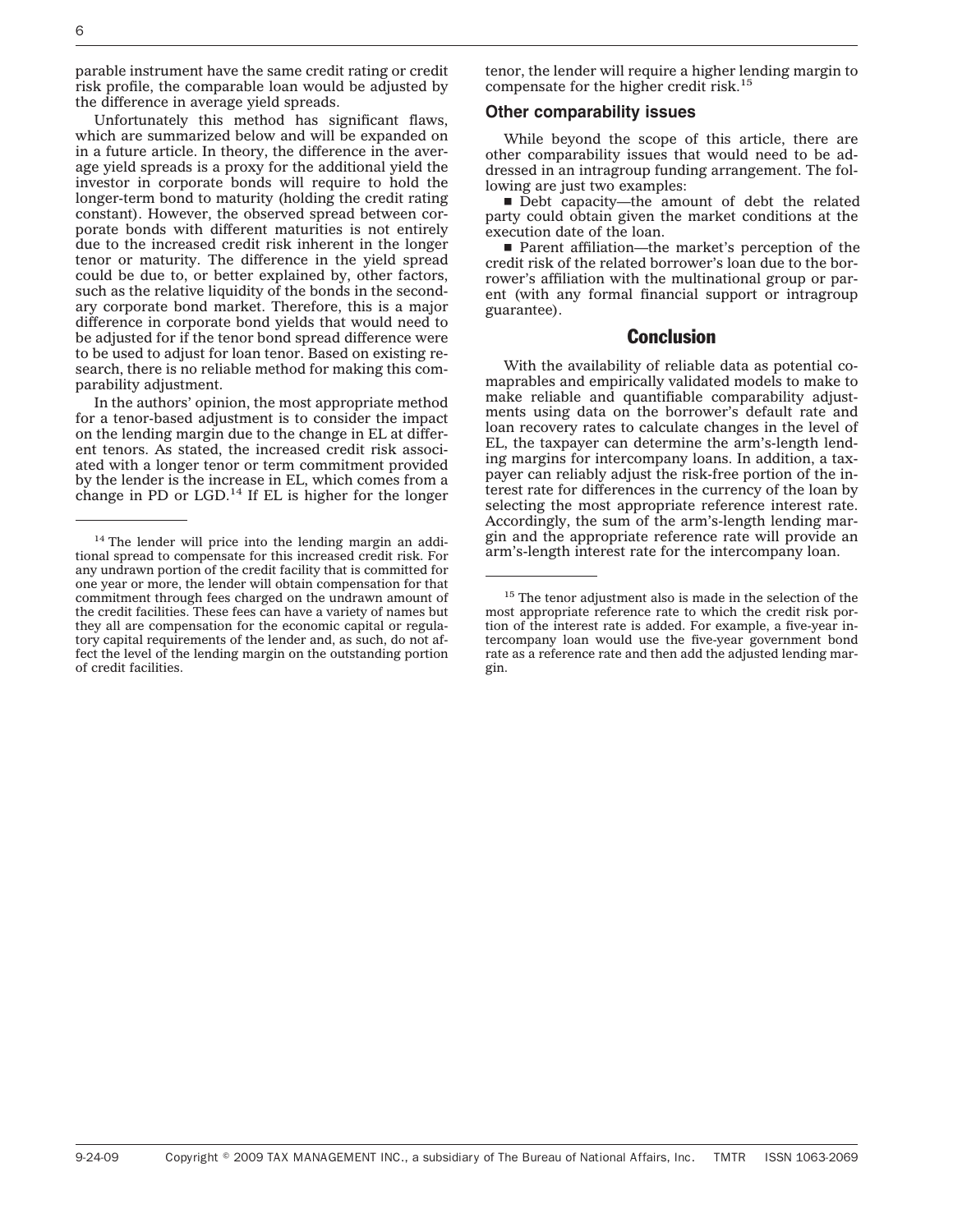parable instrument have the same credit rating or credit risk profile, the comparable loan would be adjusted by the difference in average yield spreads.

Unfortunately this method has significant flaws, which are summarized below and will be expanded on in a future article. In theory, the difference in the average yield spreads is a proxy for the additional yield the investor in corporate bonds will require to hold the longer-term bond to maturity (holding the credit rating constant). However, the observed spread between corporate bonds with different maturities is not entirely due to the increased credit risk inherent in the longer tenor or maturity. The difference in the yield spread could be due to, or better explained by, other factors, such as the relative liquidity of the bonds in the secondary corporate bond market. Therefore, this is a major difference in corporate bond yields that would need to be adjusted for if the tenor bond spread difference were to be used to adjust for loan tenor. Based on existing research, there is no reliable method for making this comparability adjustment.

In the authors' opinion, the most appropriate method for a tenor-based adjustment is to consider the impact on the lending margin due to the change in EL at different tenors. As stated, the increased credit risk associated with a longer tenor or term commitment provided by the lender is the increase in EL, which comes from a change in PD or LGD.[14] If EL is higher for the longer tenor, the lender will require a higher lending margin to compensate for the higher credit risk.[15]

### Other comparability issues

While beyond the scope of this article, there are other comparability issues that would need to be addressed in an intragroup funding arrangement. The following are just two examples:

- Debt capacity—the amount of debt the related party could obtain given the market conditions at the execution date of the loan.
- Parent affiliation—the market's perception of the credit risk of the related borrower's loan due to the borrower's affiliation with the multinational group or parent (with any formal financial support or intragroup guarantee).

## Conclusion

With the availability of reliable data as potential comaprables and empirically validated models to make to make reliable and quantifiable comparability adjustments using data on the borrower's default rate and loan recovery rates to calculate changes in the level of EL, the taxpayer can determine the arm's-length lending margins for intercompany loans. In addition, a taxpayer can reliably adjust the risk-free portion of the interest rate for differences in the currency of the loan by selecting the most appropriate reference interest rate. Accordingly, the sum of the arm's-length lending margin and the appropriate reference rate will provide an arm's-length interest rate for the intercompany loan.

---

[14] The lender will price into the lending margin an additional spread to compensate for this increased credit risk. For any undrawn portion of the credit facility that is committed for one year or more, the lender will obtain compensation for that commitment through fees charged on the undrawn amount of the credit facilities. These fees can have a variety of names but they all are compensation for the economic capital or regulatory capital requirements of the lender and, as such, do not affect the level of the lending margin on the outstanding portion of credit facilities.

[15] The tenor adjustment also is made in the selection of the most appropriate reference rate to which the credit risk portion of the interest rate is added. For example, a five-year intercompany loan would use the five-year government bond rate as a reference rate and then add the adjusted lending margin.